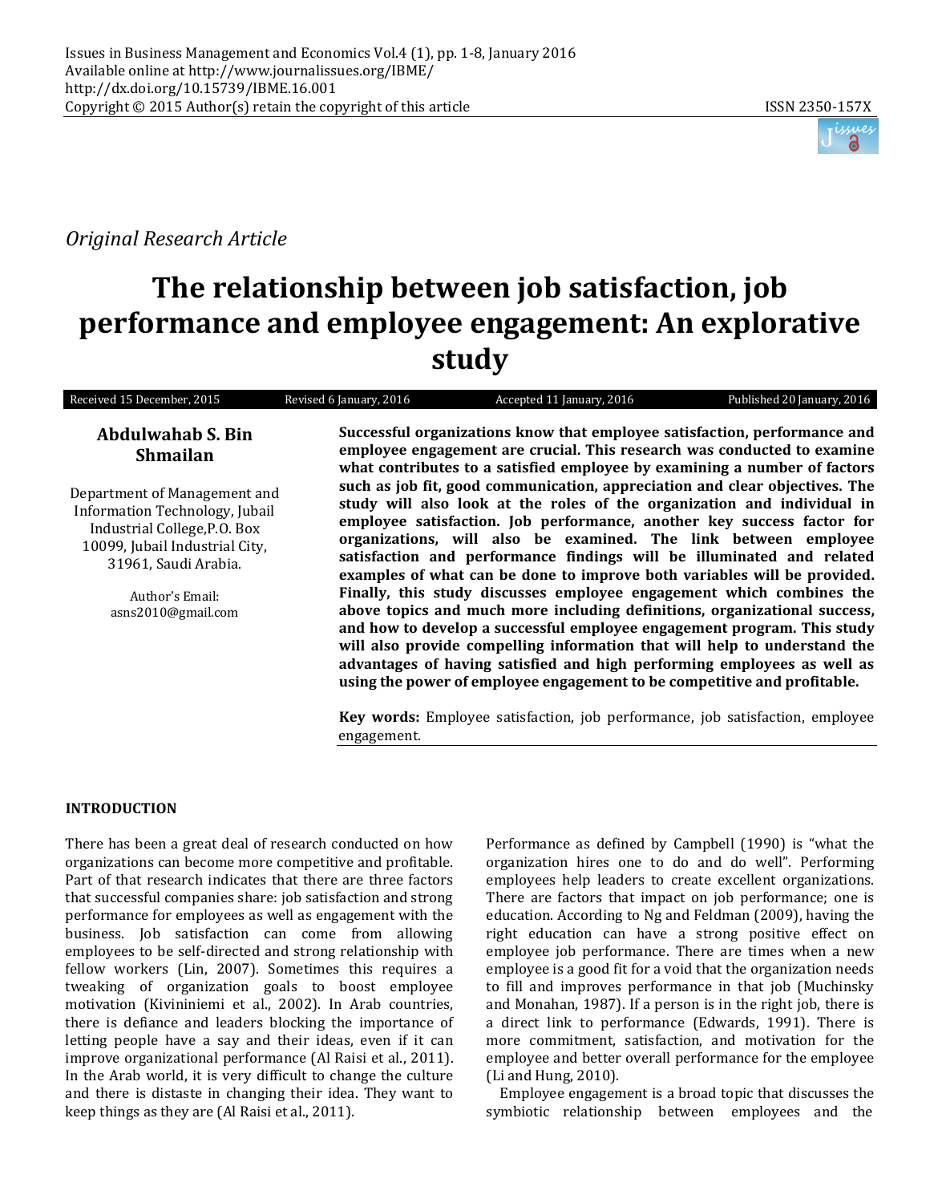*Original Research Article*

# The relationship between job satisfaction, job performance and employee engagement: An explorative study

Received 15 December, 2015 | Revised 6 January, 2016 | Accepted 11 January, 2016 | Published 20 January, 2016

**Abdulwahab S. Bin Shmailan**

Department of Management and Information Technology, Jubail Industrial College, P.O. Box 10099, Jubail Industrial City, 31961, Saudi Arabia.

Author's Email: asns2010@gmail.com

**Successful organizations know that employee satisfaction, performance and employee engagement are crucial. This research was conducted to examine what contributes to a satisfied employee by examining a number of factors such as job fit, good communication, appreciation and clear objectives. The study will also look at the roles of the organization and individual in employee satisfaction. Job performance, another key success factor for organizations, will also be examined. The link between employee satisfaction and performance findings will be illuminated and related examples of what can be done to improve both variables will be provided. Finally, this study discusses employee engagement which combines the above topics and much more including definitions, organizational success, and how to develop a successful employee engagement program. This study will also provide compelling information that will help to understand the advantages of having satisfied and high performing employees as well as using the power of employee engagement to be competitive and profitable.**

**Key words:** Employee satisfaction, job performance, job satisfaction, employee engagement.

## INTRODUCTION

There has been a great deal of research conducted on how organizations can become more competitive and profitable. Part of that research indicates that there are three factors that successful companies share: job satisfaction and strong performance for employees as well as engagement with the business. Job satisfaction can come from allowing employees to be self-directed and strong relationship with fellow workers (Lin, 2007). Sometimes this requires a tweaking of organization goals to boost employee motivation (Kivininiemi et al., 2002). In Arab countries, there is defiance and leaders blocking the importance of letting people have a say and their ideas, even if it can improve organizational performance (Al Raisi et al., 2011). In the Arab world, it is very difficult to change the culture and there is distaste in changing their idea. They want to keep things as they are (Al Raisi et al., 2011).

Performance as defined by Campbell (1990) is "what the organization hires one to do and do well". Performing employees help leaders to create excellent organizations. There are factors that impact on job performance; one is education. According to Ng and Feldman (2009), having the right education can have a strong positive effect on employee job performance. There are times when a new employee is a good fit for a void that the organization needs to fill and improves performance in that job (Muchinsky and Monahan, 1987). If a person is in the right job, there is a direct link to performance (Edwards, 1991). There is more commitment, satisfaction, and motivation for the employee and better overall performance for the employee (Li and Hung, 2010).

Employee engagement is a broad topic that discusses the symbiotic relationship between employees and the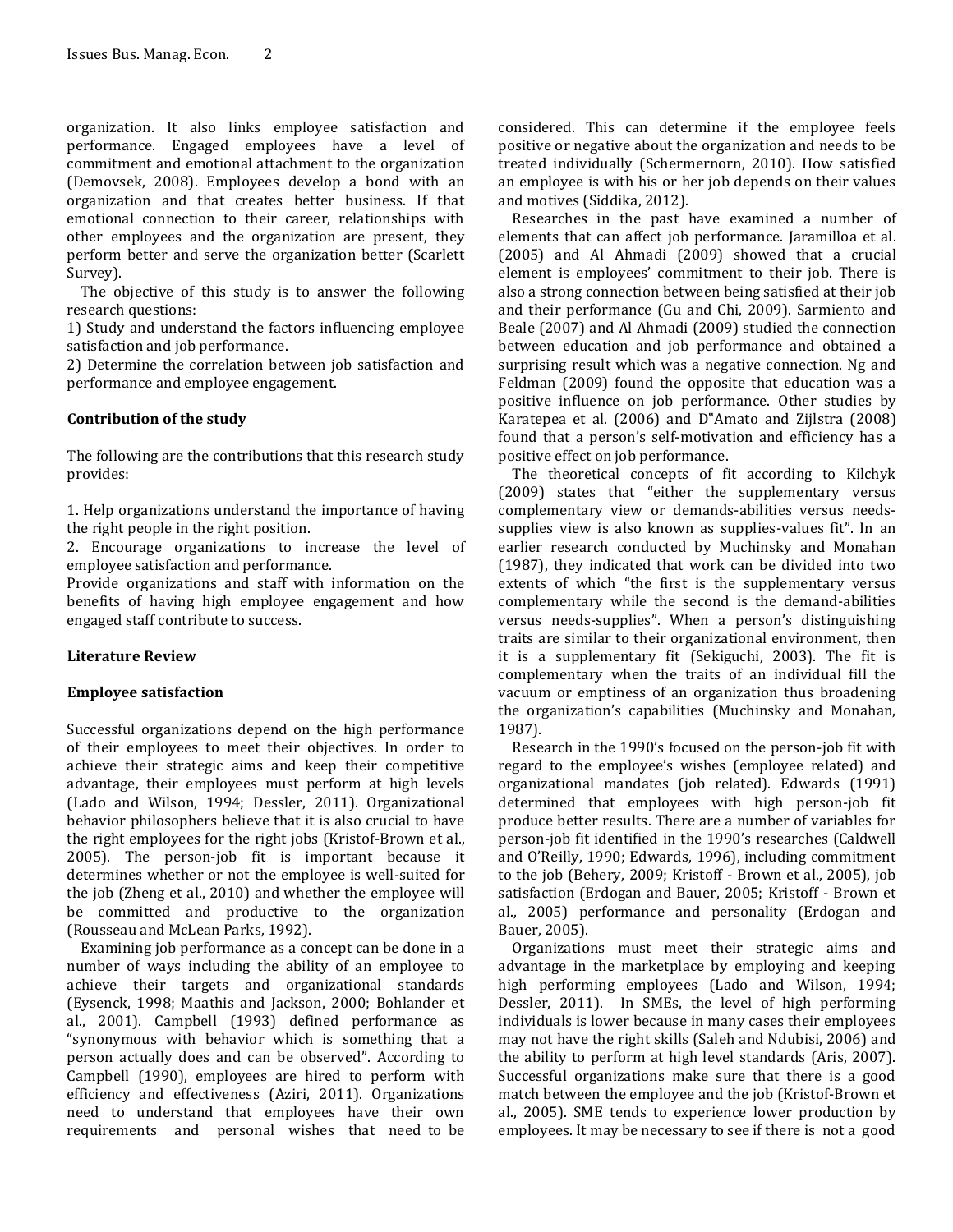organization. It also links employee satisfaction and performance. Engaged employees have a level of commitment and emotional attachment to the organization (Demovsek, 2008). Employees develop a bond with an organization and that creates better business. If that emotional connection to their career, relationships with other employees and the organization are present, they perform better and serve the organization better (Scarlett Survey).

The objective of this study is to answer the following research questions:

1) Study and understand the factors influencing employee satisfaction and job performance.

2) Determine the correlation between job satisfaction and performance and employee engagement.

## Contribution of the study

The following are the contributions that this research study provides:

1. Help organizations understand the importance of having the right people in the right position.
2. Encourage organizations to increase the level of employee satisfaction and performance.

Provide organizations and staff with information on the benefits of having high employee engagement and how engaged staff contribute to success.

## Literature Review

### Employee satisfaction

Successful organizations depend on the high performance of their employees to meet their objectives. In order to achieve their strategic aims and keep their competitive advantage, their employees must perform at high levels (Lado and Wilson, 1994; Dessler, 2011). Organizational behavior philosophers believe that it is also crucial to have the right employees for the right jobs (Kristof-Brown et al., 2005). The person-job fit is important because it determines whether or not the employee is well-suited for the job (Zheng et al., 2010) and whether the employee will be committed and productive to the organization (Rousseau and McLean Parks, 1992).

Examining job performance as a concept can be done in a number of ways including the ability of an employee to achieve their targets and organizational standards (Eysenck, 1998; Maathis and Jackson, 2000; Bohlander et al., 2001). Campbell (1993) defined performance as "synonymous with behavior which is something that a person actually does and can be observed". According to Campbell (1990), employees are hired to perform with efficiency and effectiveness (Aziri, 2011). Organizations need to understand that employees have their own requirements and personal wishes that need to be considered. This can determine if the employee feels positive or negative about the organization and needs to be treated individually (Schermernorn, 2010). How satisfied an employee is with his or her job depends on their values and motives (Siddika, 2012).

Researches in the past have examined a number of elements that can affect job performance. Jaramilloa et al. (2005) and Al Ahmadi (2009) showed that a crucial element is employees' commitment to their job. There is also a strong connection between being satisfied at their job and their performance (Gu and Chi, 2009). Sarmiento and Beale (2007) and Al Ahmadi (2009) studied the connection between education and job performance and obtained a surprising result which was a negative connection. Ng and Feldman (2009) found the opposite that education was a positive influence on job performance. Other studies by Karatepea et al. (2006) and D"Amato and Zijlstra (2008) found that a person's self-motivation and efficiency has a positive effect on job performance.

The theoretical concepts of fit according to Kilchyk (2009) states that "either the supplementary versus complementary view or demands-abilities versus needs-supplies view is also known as supplies-values fit". In an earlier research conducted by Muchinsky and Monahan (1987), they indicated that work can be divided into two extents of which "the first is the supplementary versus complementary while the second is the demand-abilities versus needs-supplies". When a person's distinguishing traits are similar to their organizational environment, then it is a supplementary fit (Sekiguchi, 2003). The fit is complementary when the traits of an individual fill the vacuum or emptiness of an organization thus broadening the organization's capabilities (Muchinsky and Monahan, 1987).

Research in the 1990's focused on the person-job fit with regard to the employee's wishes (employee related) and organizational mandates (job related). Edwards (1991) determined that employees with high person-job fit produce better results. There are a number of variables for person-job fit identified in the 1990's researches (Caldwell and O'Reilly, 1990; Edwards, 1996), including commitment to the job (Behery, 2009; Kristoff - Brown et al., 2005), job satisfaction (Erdogan and Bauer, 2005; Kristoff - Brown et al., 2005) performance and personality (Erdogan and Bauer, 2005).

Organizations must meet their strategic aims and advantage in the marketplace by employing and keeping high performing employees (Lado and Wilson, 1994; Dessler, 2011). In SMEs, the level of high performing individuals is lower because in many cases their employees may not have the right skills (Saleh and Ndubisi, 2006) and the ability to perform at high level standards (Aris, 2007). Successful organizations make sure that there is a good match between the employee and the job (Kristof-Brown et al., 2005). SME tends to experience lower production by employees. It may be necessary to see if there is not a good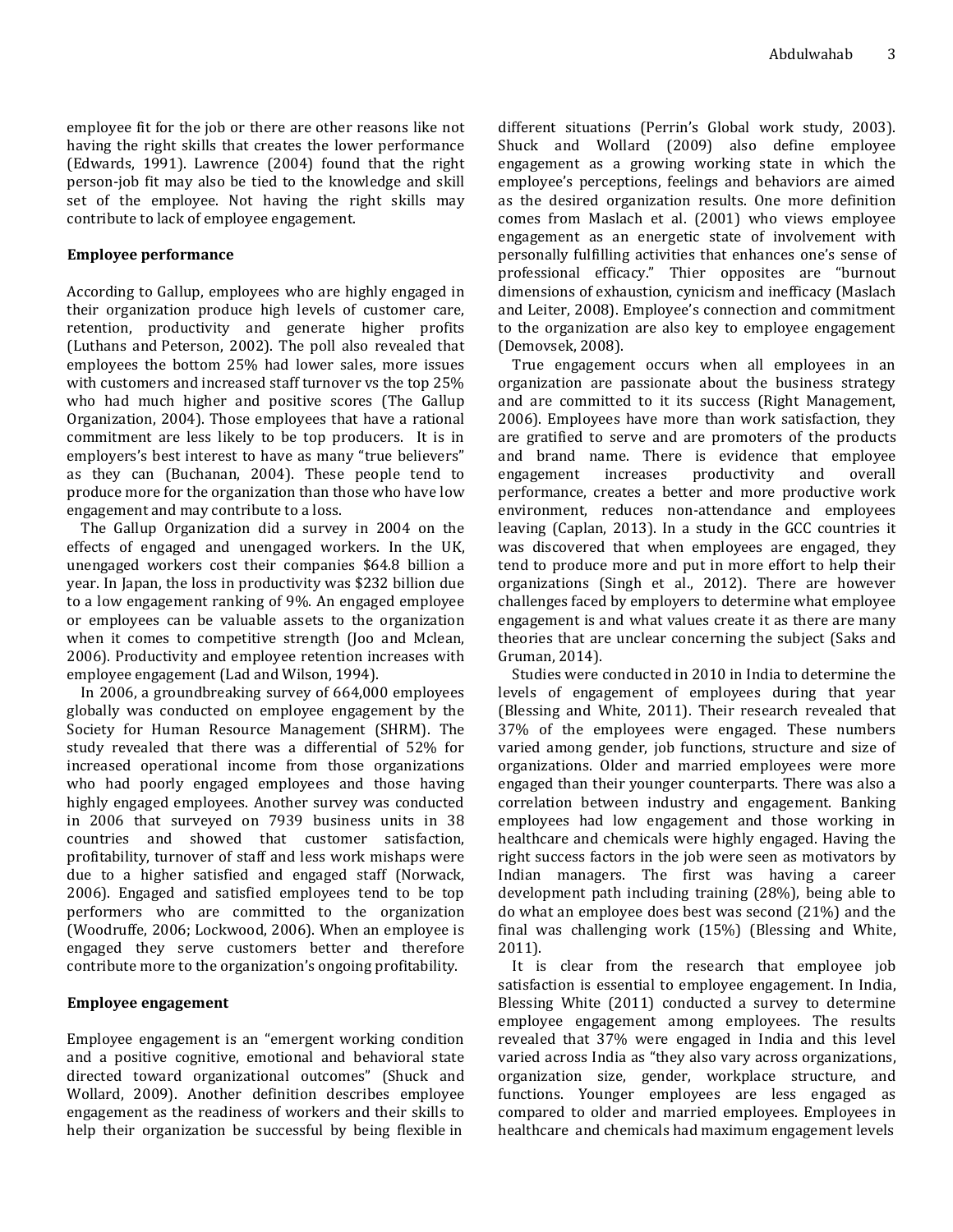employee fit for the job or there are other reasons like not having the right skills that creates the lower performance (Edwards, 1991). Lawrence (2004) found that the right person-job fit may also be tied to the knowledge and skill set of the employee. Not having the right skills may contribute to lack of employee engagement.

### Employee performance

According to Gallup, employees who are highly engaged in their organization produce high levels of customer care, retention, productivity and generate higher profits (Luthans and Peterson, 2002). The poll also revealed that employees the bottom 25% had lower sales, more issues with customers and increased staff turnover vs the top 25% who had much higher and positive scores (The Gallup Organization, 2004). Those employees that have a rational commitment are less likely to be top producers. It is in employers's best interest to have as many "true believers" as they can (Buchanan, 2004). These people tend to produce more for the organization than those who have low engagement and may contribute to a loss.

The Gallup Organization did a survey in 2004 on the effects of engaged and unengaged workers. In the UK, unengaged workers cost their companies $64.8 billion a year. In Japan, the loss in productivity was $232 billion due to a low engagement ranking of 9%. An engaged employee or employees can be valuable assets to the organization when it comes to competitive strength (Joo and Mclean, 2006). Productivity and employee retention increases with employee engagement (Lad and Wilson, 1994).

In 2006, a groundbreaking survey of 664,000 employees globally was conducted on employee engagement by the Society for Human Resource Management (SHRM). The study revealed that there was a differential of 52% for increased operational income from those organizations who had poorly engaged employees and those having highly engaged employees. Another survey was conducted in 2006 that surveyed on 7939 business units in 38 countries and showed that customer satisfaction, profitability, turnover of staff and less work mishaps were due to a higher satisfied and engaged staff (Norwack, 2006). Engaged and satisfied employees tend to be top performers who are committed to the organization (Woodruffe, 2006; Lockwood, 2006). When an employee is engaged they serve customers better and therefore contribute more to the organization's ongoing profitability.

### Employee engagement

Employee engagement is an "emergent working condition and a positive cognitive, emotional and behavioral state directed toward organizational outcomes" (Shuck and Wollard, 2009). Another definition describes employee engagement as the readiness of workers and their skills to help their organization be successful by being flexible in different situations (Perrin's Global work study, 2003). Shuck and Wollard (2009) also define employee engagement as a growing working state in which the employee's perceptions, feelings and behaviors are aimed as the desired organization results. One more definition comes from Maslach et al. (2001) who views employee engagement as an energetic state of involvement with personally fulfilling activities that enhances one's sense of professional efficacy." Thier opposites are "burnout dimensions of exhaustion, cynicism and inefficacy (Maslach and Leiter, 2008). Employee's connection and commitment to the organization are also key to employee engagement (Demovsek, 2008).

True engagement occurs when all employees in an organization are passionate about the business strategy and are committed to it its success (Right Management, 2006). Employees have more than work satisfaction, they are gratified to serve and are promoters of the products and brand name. There is evidence that employee engagement increases productivity and overall performance, creates a better and more productive work environment, reduces non-attendance and employees leaving (Caplan, 2013). In a study in the GCC countries it was discovered that when employees are engaged, they tend to produce more and put in more effort to help their organizations (Singh et al., 2012). There are however challenges faced by employers to determine what employee engagement is and what values create it as there are many theories that are unclear concerning the subject (Saks and Gruman, 2014).

Studies were conducted in 2010 in India to determine the levels of engagement of employees during that year (Blessing and White, 2011). Their research revealed that 37% of the employees were engaged. These numbers varied among gender, job functions, structure and size of organizations. Older and married employees were more engaged than their younger counterparts. There was also a correlation between industry and engagement. Banking employees had low engagement and those working in healthcare and chemicals were highly engaged. Having the right success factors in the job were seen as motivators by Indian managers. The first was having a career development path including training (28%), being able to do what an employee does best was second (21%) and the final was challenging work (15%) (Blessing and White, 2011).

It is clear from the research that employee job satisfaction is essential to employee engagement. In India, Blessing White (2011) conducted a survey to determine employee engagement among employees. The results revealed that 37% were engaged in India and this level varied across India as "they also vary across organizations, organization size, gender, workplace structure, and functions. Younger employees are less engaged as compared to older and married employees. Employees in healthcare and chemicals had maximum engagement levels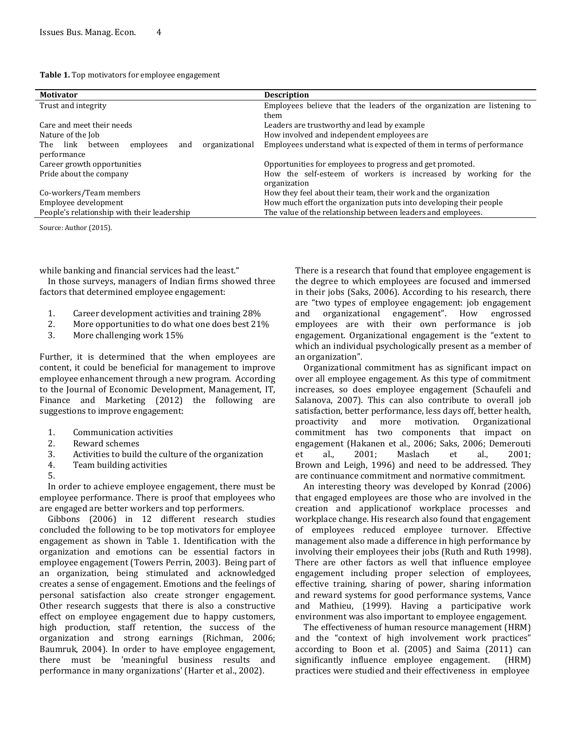**Table 1.** Top motivators for employee engagement

| Motivator | Description |
|---|---|
| Trust and integrity | Employees believe that the leaders of the organization are listening to them |
| Care and meet their needs | Leaders are trustworthy and lead by example |
| Nature of the Job | How involved and independent employees are |
| The link between employees and organizational performance | Employees understand what is expected of them in terms of performance |
| Career growth opportunities | Opportunities for employees to progress and get promoted. |
| Pride about the company | How the self-esteem of workers is increased by working for the organization |
| Co-workers/Team members | How they feel about their team, their work and the organization |
| Employee development | How much effort the organization puts into developing their people |
| People's relationship with their leadership | The value of the relationship between leaders and employees. |

Source: Author (2015).

while banking and financial services had the least."

In those surveys, managers of Indian firms showed three factors that determined employee engagement:

1. Career development activities and training 28%
2. More opportunities to do what one does best 21%
3. More challenging work 15%

Further, it is determined that the when employees are content, it could be beneficial for management to improve employee enhancement through a new program. According to the Journal of Economic Development, Management, IT, Finance and Marketing (2012) the following are suggestions to improve engagement:

1. Communication activities
2. Reward schemes
3. Activities to build the culture of the organization
4. Team building activities
5. 

In order to achieve employee engagement, there must be employee performance. There is proof that employees who are engaged are better workers and top performers.

Gibbons (2006) in 12 different research studies concluded the following to be top motivators for employee engagement as shown in Table 1. Identification with the organization and emotions can be essential factors in employee engagement (Towers Perrin, 2003). Being part of an organization, being stimulated and acknowledged creates a sense of engagement. Emotions and the feelings of personal satisfaction also create stronger engagement. Other research suggests that there is also a constructive effect on employee engagement due to happy customers, high production, staff retention, the success of the organization and strong earnings (Richman, 2006; Baumruk, 2004). In order to have employee engagement, there must be 'meaningful business results and performance in many organizations' (Harter et al., 2002).

There is a research that found that employee engagement is the degree to which employees are focused and immersed in their jobs (Saks, 2006). According to his research, there are "two types of employee engagement: job engagement and organizational engagement". How engrossed employees are with their own performance is job engagement. Organizational engagement is the "extent to which an individual psychologically present as a member of an organization".

Organizational commitment has as significant impact on over all employee engagement. As this type of commitment increases, so does employee engagement (Schaufeli and Salanova, 2007). This can also contribute to overall job satisfaction, better performance, less days off, better health, proactivity and more motivation. Organizational commitment has two components that impact on engagement (Hakanen et al., 2006; Saks, 2006; Demerouti et al., 2001; Maslach et al., 2001; Brown and Leigh, 1996) and need to be addressed. They are continuance commitment and normative commitment.

An interesting theory was developed by Konrad (2006) that engaged employees are those who are involved in the creation and applicationof workplace processes and workplace change. His research also found that engagement of employees reduced employee turnover. Effective management also made a difference in high performance by involving their employees their jobs (Ruth and Ruth 1998). There are other factors as well that influence employee engagement including proper selection of employees, effective training, sharing of power, sharing information and reward systems for good performance systems, Vance and Mathieu, (1999). Having a participative work environment was also important to employee engagement.

The effectiveness of human resource management (HRM) and the "context of high involvement work practices" according to Boon et al. (2005) and Saima (2011) can significantly influence employee engagement. (HRM) practices were studied and their effectiveness in employee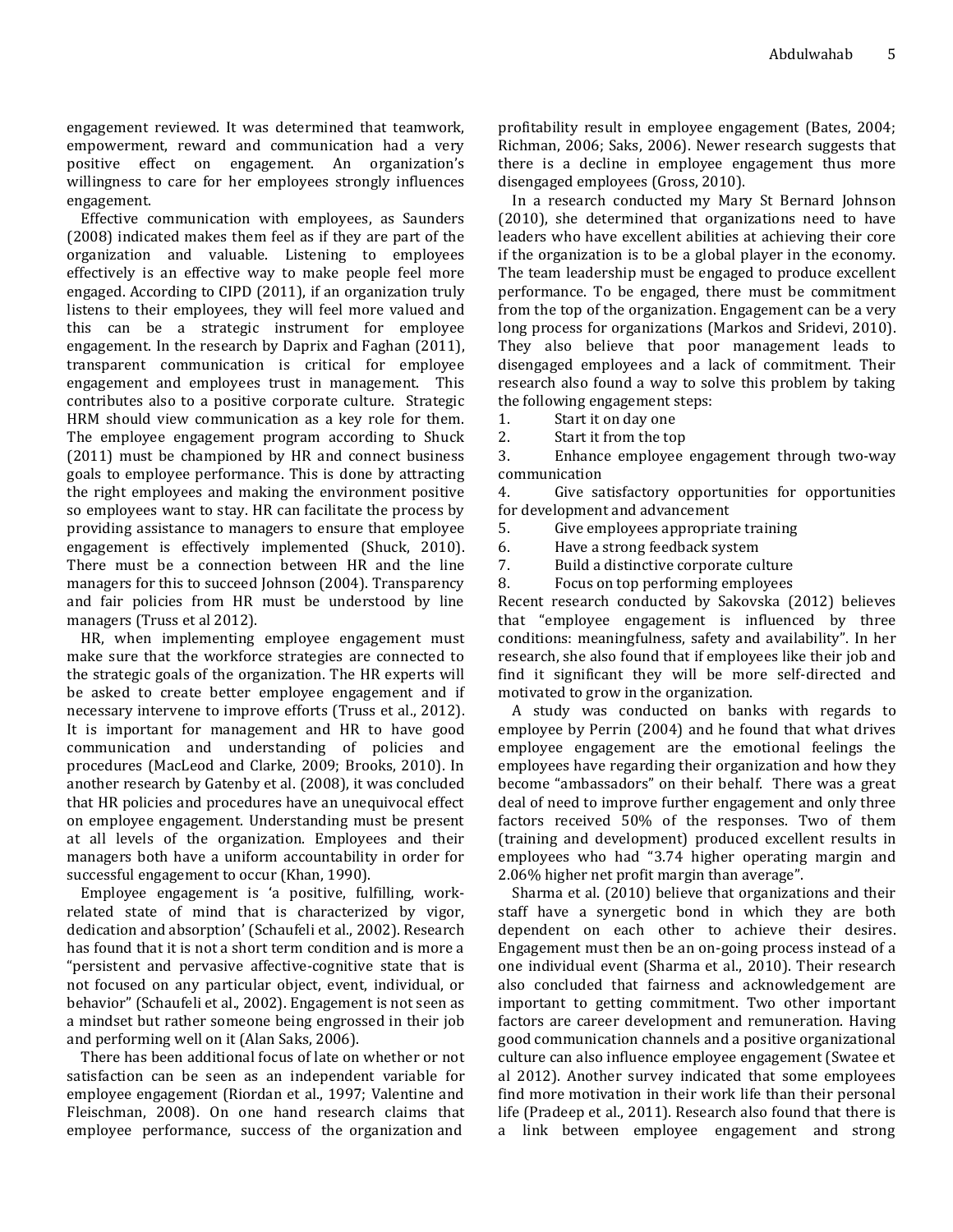engagement reviewed. It was determined that teamwork, empowerment, reward and communication had a very positive effect on engagement. An organization's willingness to care for her employees strongly influences engagement.

Effective communication with employees, as Saunders (2008) indicated makes them feel as if they are part of the organization and valuable. Listening to employees effectively is an effective way to make people feel more engaged. According to CIPD (2011), if an organization truly listens to their employees, they will feel more valued and this can be a strategic instrument for employee engagement. In the research by Daprix and Faghan (2011), transparent communication is critical for employee engagement and employees trust in management. This contributes also to a positive corporate culture. Strategic HRM should view communication as a key role for them. The employee engagement program according to Shuck (2011) must be championed by HR and connect business goals to employee performance. This is done by attracting the right employees and making the environment positive so employees want to stay. HR can facilitate the process by providing assistance to managers to ensure that employee engagement is effectively implemented (Shuck, 2010). There must be a connection between HR and the line managers for this to succeed Johnson (2004). Transparency and fair policies from HR must be understood by line managers (Truss et al 2012).

HR, when implementing employee engagement must make sure that the workforce strategies are connected to the strategic goals of the organization. The HR experts will be asked to create better employee engagement and if necessary intervene to improve efforts (Truss et al., 2012). It is important for management and HR to have good communication and understanding of policies and procedures (MacLeod and Clarke, 2009; Brooks, 2010). In another research by Gatenby et al. (2008), it was concluded that HR policies and procedures have an unequivocal effect on employee engagement. Understanding must be present at all levels of the organization. Employees and their managers both have a uniform accountability in order for successful engagement to occur (Khan, 1990).

Employee engagement is 'a positive, fulfilling, work-related state of mind that is characterized by vigor, dedication and absorption' (Schaufeli et al., 2002). Research has found that it is not a short term condition and is more a "persistent and pervasive affective-cognitive state that is not focused on any particular object, event, individual, or behavior" (Schaufeli et al., 2002). Engagement is not seen as a mindset but rather someone being engrossed in their job and performing well on it (Alan Saks, 2006).

There has been additional focus of late on whether or not satisfaction can be seen as an independent variable for employee engagement (Riordan et al., 1997; Valentine and Fleischman, 2008). On one hand research claims that employee performance, success of the organization and profitability result in employee engagement (Bates, 2004; Richman, 2006; Saks, 2006). Newer research suggests that there is a decline in employee engagement thus more disengaged employees (Gross, 2010).

In a research conducted my Mary St Bernard Johnson (2010), she determined that organizations need to have leaders who have excellent abilities at achieving their core if the organization is to be a global player in the economy. The team leadership must be engaged to produce excellent performance. To be engaged, there must be commitment from the top of the organization. Engagement can be a very long process for organizations (Markos and Sridevi, 2010). They also believe that poor management leads to disengaged employees and a lack of commitment. Their research also found a way to solve this problem by taking the following engagement steps:

1. Start it on day one
2. Start it from the top
3. Enhance employee engagement through two-way communication
4. Give satisfactory opportunities for opportunities for development and advancement
5. Give employees appropriate training
6. Have a strong feedback system
7. Build a distinctive corporate culture
8. Focus on top performing employees

Recent research conducted by Sakovska (2012) believes that "employee engagement is influenced by three conditions: meaningfulness, safety and availability". In her research, she also found that if employees like their job and find it significant they will be more self-directed and motivated to grow in the organization.

A study was conducted on banks with regards to employee by Perrin (2004) and he found that what drives employee engagement are the emotional feelings the employees have regarding their organization and how they become "ambassadors" on their behalf. There was a great deal of need to improve further engagement and only three factors received 50% of the responses. Two of them (training and development) produced excellent results in employees who had "3.74 higher operating margin and 2.06% higher net profit margin than average".

Sharma et al. (2010) believe that organizations and their staff have a synergetic bond in which they are both dependent on each other to achieve their desires. Engagement must then be an on-going process instead of a one individual event (Sharma et al., 2010). Their research also concluded that fairness and acknowledgement are important to getting commitment. Two other important factors are career development and remuneration. Having good communication channels and a positive organizational culture can also influence employee engagement (Swatee et al 2012). Another survey indicated that some employees find more motivation in their work life than their personal life (Pradeep et al., 2011). Research also found that there is a link between employee engagement and strong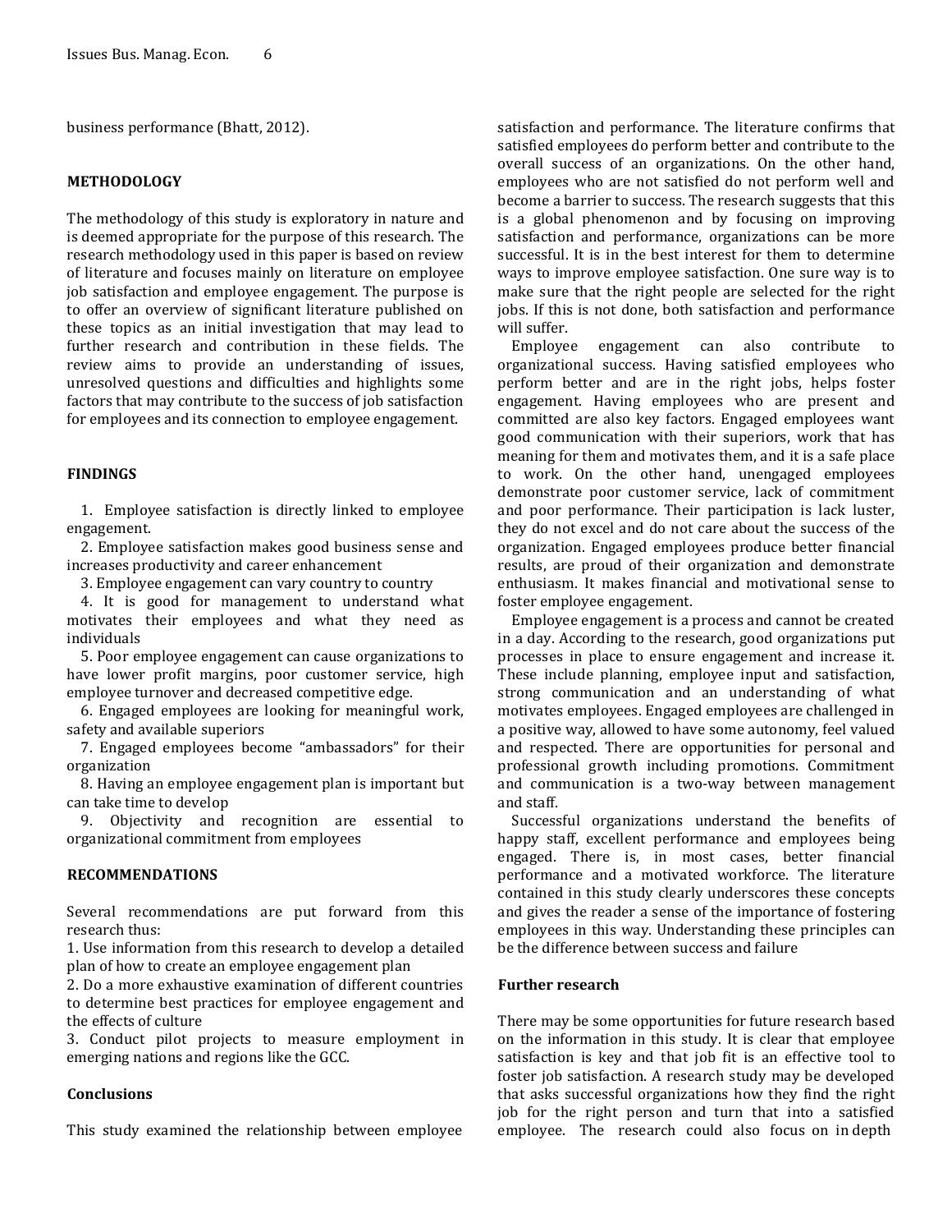business performance (Bhatt, 2012).

## METHODOLOGY

The methodology of this study is exploratory in nature and is deemed appropriate for the purpose of this research. The research methodology used in this paper is based on review of literature and focuses mainly on literature on employee job satisfaction and employee engagement. The purpose is to offer an overview of significant literature published on these topics as an initial investigation that may lead to further research and contribution in these fields. The review aims to provide an understanding of issues, unresolved questions and difficulties and highlights some factors that may contribute to the success of job satisfaction for employees and its connection to employee engagement.

## FINDINGS

1. Employee satisfaction is directly linked to employee engagement.
2. Employee satisfaction makes good business sense and increases productivity and career enhancement
3. Employee engagement can vary country to country
4. It is good for management to understand what motivates their employees and what they need as individuals
5. Poor employee engagement can cause organizations to have lower profit margins, poor customer service, high employee turnover and decreased competitive edge.
6. Engaged employees are looking for meaningful work, safety and available superiors
7. Engaged employees become "ambassadors" for their organization
8. Having an employee engagement plan is important but can take time to develop
9. Objectivity and recognition are essential to organizational commitment from employees

## RECOMMENDATIONS

Several recommendations are put forward from this research thus:

1. Use information from this research to develop a detailed plan of how to create an employee engagement plan
2. Do a more exhaustive examination of different countries to determine best practices for employee engagement and the effects of culture
3. Conduct pilot projects to measure employment in emerging nations and regions like the GCC.

### Conclusions

This study examined the relationship between employee satisfaction and performance. The literature confirms that satisfied employees do perform better and contribute to the overall success of an organizations. On the other hand, employees who are not satisfied do not perform well and become a barrier to success. The research suggests that this is a global phenomenon and by focusing on improving satisfaction and performance, organizations can be more successful. It is in the best interest for them to determine ways to improve employee satisfaction. One sure way is to make sure that the right people are selected for the right jobs. If this is not done, both satisfaction and performance will suffer.

Employee engagement can also contribute to organizational success. Having satisfied employees who perform better and are in the right jobs, helps foster engagement. Having employees who are present and committed are also key factors. Engaged employees want good communication with their superiors, work that has meaning for them and motivates them, and it is a safe place to work. On the other hand, unengaged employees demonstrate poor customer service, lack of commitment and poor performance. Their participation is lack luster, they do not excel and do not care about the success of the organization. Engaged employees produce better financial results, are proud of their organization and demonstrate enthusiasm. It makes financial and motivational sense to foster employee engagement.

Employee engagement is a process and cannot be created in a day. According to the research, good organizations put processes in place to ensure engagement and increase it. These include planning, employee input and satisfaction, strong communication and an understanding of what motivates employees. Engaged employees are challenged in a positive way, allowed to have some autonomy, feel valued and respected. There are opportunities for personal and professional growth including promotions. Commitment and communication is a two-way between management and staff.

Successful organizations understand the benefits of happy staff, excellent performance and employees being engaged. There is, in most cases, better financial performance and a motivated workforce. The literature contained in this study clearly underscores these concepts and gives the reader a sense of the importance of fostering employees in this way. Understanding these principles can be the difference between success and failure

### Further research

There may be some opportunities for future research based on the information in this study. It is clear that employee satisfaction is key and that job fit is an effective tool to foster job satisfaction. A research study may be developed that asks successful organizations how they find the right job for the right person and turn that into a satisfied employee. The research could also focus on in depth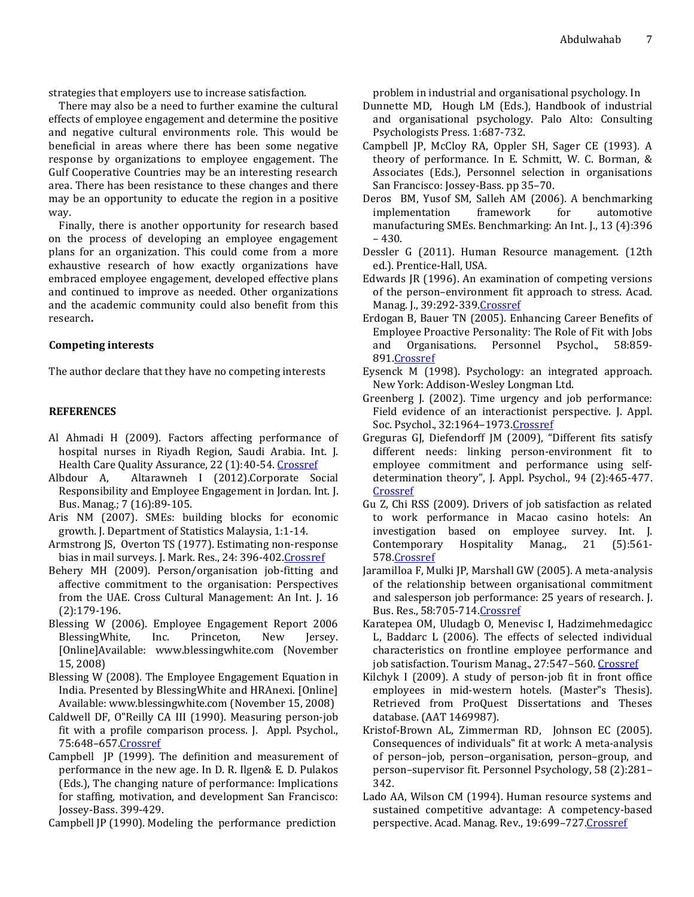strategies that employers use to increase satisfaction.

There may also be a need to further examine the cultural effects of employee engagement and determine the positive and negative cultural environments role. This would be beneficial in areas where there has been some negative response by organizations to employee engagement. The Gulf Cooperative Countries may be an interesting research area. There has been resistance to these changes and there may be an opportunity to educate the region in a positive way.

Finally, there is another opportunity for research based on the process of developing an employee engagement plans for an organization. This could come from a more exhaustive research of how exactly organizations have embraced employee engagement, developed effective plans and continued to improve as needed. Other organizations and the academic community could also benefit from this research**.**

**Competing interests**

The author declare that they have no competing interests

**REFERENCES**

Al Ahmadi H (2009). Factors affecting performance of hospital nurses in Riyadh Region, Saudi Arabia. Int. J. Health Care Quality Assurance, 22 (1):40-54. Crossref

Albdour A, Altarawneh I (2012).Corporate Social Responsibility and Employee Engagement in Jordan. Int. J. Bus. Manag.; 7 (16):89-105.

Aris NM (2007). SMEs: building blocks for economic growth. J. Department of Statistics Malaysia, 1:1-14.

Armstrong JS, Overton TS (1977). Estimating non-response bias in mail surveys. J. Mark. Res., 24: 396-402.Crossref

Behery MH (2009). Person/organisation job-fitting and affective commitment to the organisation: Perspectives from the UAE. Cross Cultural Management: An Int. J. 16 (2):179-196.

Blessing W (2006). Employee Engagement Report 2006 BlessingWhite, Inc. Princeton, New Jersey. [Online]Available: www.blessingwhite.com (November 15, 2008)

Blessing W (2008). The Employee Engagement Equation in India. Presented by BlessingWhite and HRAnexi. [Online] Available: www.blessingwhite.com (November 15, 2008)

Caldwell DF, O‟Reilly CA III (1990). Measuring person-job fit with a profile comparison process. J. Appl. Psychol., 75:648–657.Crossref

Campbell JP (1999). The definition and measurement of performance in the new age. In D. R. Ilgen& E. D. Pulakos (Eds.), The changing nature of performance: Implications for staffing, motivation, and development San Francisco: Jossey-Bass. 399-429.

Campbell JP (1990). Modeling the performance prediction problem in industrial and organisational psychology. In Dunnette MD, Hough LM (Eds.), Handbook of industrial and organisational psychology. Palo Alto: Consulting Psychologists Press. 1:687-732.

Campbell JP, McCloy RA, Oppler SH, Sager CE (1993). A theory of performance. In E. Schmitt, W. C. Borman, & Associates (Eds.), Personnel selection in organisations San Francisco: Jossey-Bass. pp 35–70.

Deros BM, Yusof SM, Salleh AM (2006). A benchmarking implementation framework for automotive manufacturing SMEs. Benchmarking: An Int. J., 13 (4):396 – 430.

Dessler G (2011). Human Resource management. (12th ed.). Prentice-Hall, USA.

Edwards JR (1996). An examination of competing versions of the person–environment fit approach to stress. Acad. Manag. J., 39:292-339.Crossref

Erdogan B, Bauer TN (2005). Enhancing Career Benefits of Employee Proactive Personality: The Role of Fit with Jobs and Organisations. Personnel Psychol., 58:859-891.Crossref

Eysenck M (1998). Psychology: an integrated approach. New York: Addison-Wesley Longman Ltd.

Greenberg J. (2002). Time urgency and job performance: Field evidence of an interactionist perspective. J. Appl. Soc. Psychol., 32:1964–1973.Crossref

Greguras GJ, Diefendorff JM (2009), "Different fits satisfy different needs: linking person-environment fit to employee commitment and performance using self-determination theory", J. Appl. Psychol., 94 (2):465-477. Crossref

Gu Z, Chi RSS (2009). Drivers of job satisfaction as related to work performance in Macao casino hotels: An investigation based on employee survey. Int. J. Contemporary Hospitality Manag., 21 (5):561-578.Crossref

Jaramilloa F, Mulki JP, Marshall GW (2005). A meta-analysis of the relationship between organisational commitment and salesperson job performance: 25 years of research. J. Bus. Res., 58:705-714.Crossref

Karatepea OM, Uludagb O, Menevisc I, Hadzimehmedagicc L, Baddarc L (2006). The effects of selected individual characteristics on frontline employee performance and job satisfaction. Tourism Manag., 27:547–560. Crossref

Kilchyk I (2009). A study of person-job fit in front office employees in mid-western hotels. (Master‟s Thesis). Retrieved from ProQuest Dissertations and Theses database. (AAT 1469987).

Kristof-Brown AL, Zimmerman RD, Johnson EC (2005). Consequences of individuals‟ fit at work: A meta-analysis of person–job, person–organisation, person–group, and person–supervisor fit. Personnel Psychology, 58 (2):281–342.

Lado AA, Wilson CM (1994). Human resource systems and sustained competitive advantage: A competency-based perspective. Acad. Manag. Rev., 19:699–727.Crossref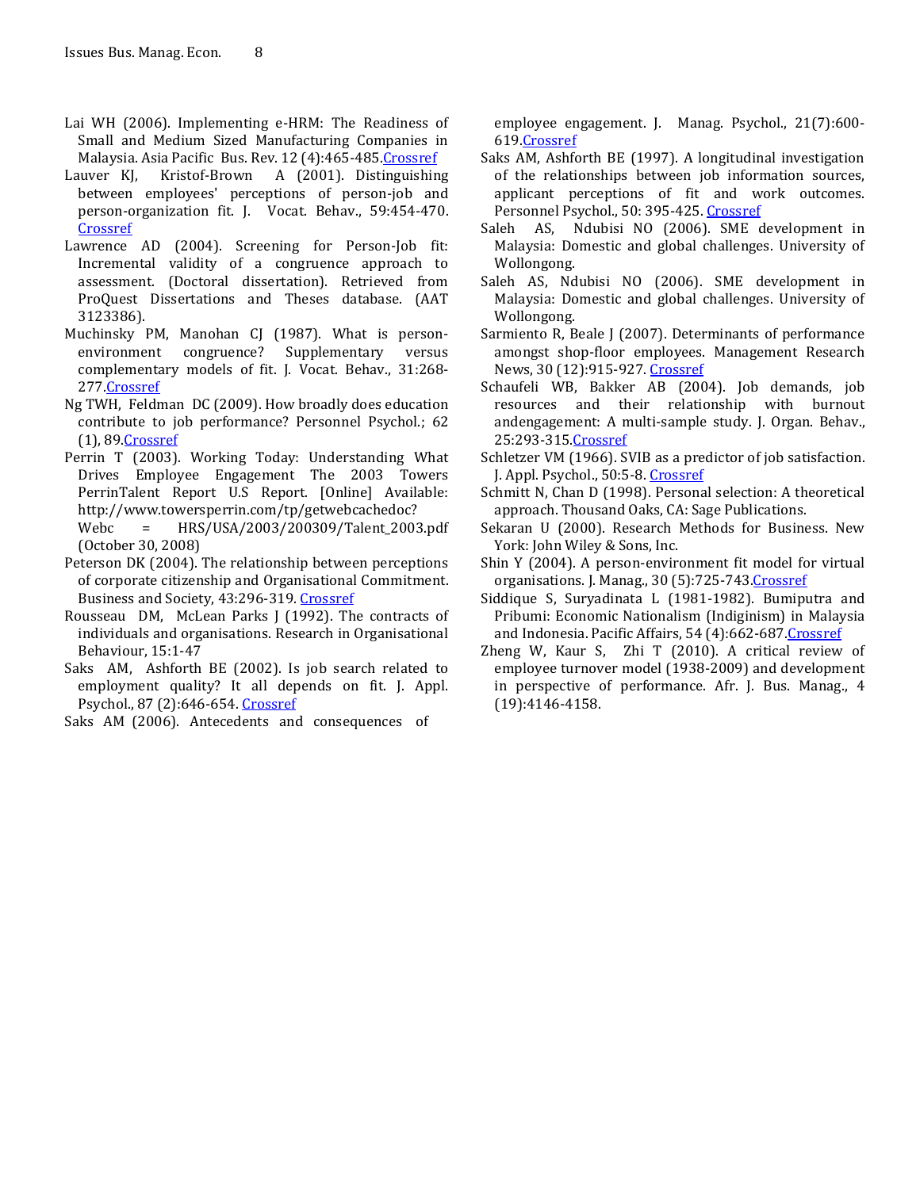Lai WH (2006). Implementing e-HRM: The Readiness of Small and Medium Sized Manufacturing Companies in Malaysia. Asia Pacific Bus. Rev. 12 (4):465-485.Crossref

Lauver KJ, Kristof-Brown A (2001). Distinguishing between employees' perceptions of person-job and person-organization fit. J. Vocat. Behav., 59:454-470. Crossref

Lawrence AD (2004). Screening for Person-Job fit: Incremental validity of a congruence approach to assessment. (Doctoral dissertation). Retrieved from ProQuest Dissertations and Theses database. (AAT 3123386).

Muchinsky PM, Manohan CJ (1987). What is person-environment congruence? Supplementary versus complementary models of fit. J. Vocat. Behav., 31:268-277.Crossref

Ng TWH, Feldman DC (2009). How broadly does education contribute to job performance? Personnel Psychol.; 62 (1), 89.Crossref

Perrin T (2003). Working Today: Understanding What Drives Employee Engagement The 2003 Towers PerrinTalent Report U.S Report. [Online] Available: http://www.towersperrin.com/tp/getwebcachedoc? Webc = HRS/USA/2003/200309/Talent_2003.pdf (October 30, 2008)

Peterson DK (2004). The relationship between perceptions of corporate citizenship and Organisational Commitment. Business and Society, 43:296-319. Crossref

Rousseau DM, McLean Parks J (1992). The contracts of individuals and organisations. Research in Organisational Behaviour, 15:1-47

Saks AM, Ashforth BE (2002). Is job search related to employment quality? It all depends on fit. J. Appl. Psychol., 87 (2):646-654. Crossref

Saks AM (2006). Antecedents and consequences of employee engagement. J. Manag. Psychol., 21(7):600-619.Crossref

Saks AM, Ashforth BE (1997). A longitudinal investigation of the relationships between job information sources, applicant perceptions of fit and work outcomes. Personnel Psychol., 50: 395-425. Crossref

Saleh AS, Ndubisi NO (2006). SME development in Malaysia: Domestic and global challenges. University of Wollongong.

Saleh AS, Ndubisi NO (2006). SME development in Malaysia: Domestic and global challenges. University of Wollongong.

Sarmiento R, Beale J (2007). Determinants of performance amongst shop-floor employees. Management Research News, 30 (12):915-927. Crossref

Schaufeli WB, Bakker AB (2004). Job demands, job resources and their relationship with burnout andengagement: A multi-sample study. J. Organ. Behav., 25:293-315.Crossref

Schletzer VM (1966). SVIB as a predictor of job satisfaction. J. Appl. Psychol., 50:5-8. Crossref

Schmitt N, Chan D (1998). Personal selection: A theoretical approach. Thousand Oaks, CA: Sage Publications.

Sekaran U (2000). Research Methods for Business. New York: John Wiley & Sons, Inc.

Shin Y (2004). A person-environment fit model for virtual organisations. J. Manag., 30 (5):725-743.Crossref

Siddique S, Suryadinata L (1981-1982). Bumiputra and Pribumi: Economic Nationalism (Indiginism) in Malaysia and Indonesia. Pacific Affairs, 54 (4):662-687.Crossref

Zheng W, Kaur S, Zhi T (2010). A critical review of employee turnover model (1938-2009) and development in perspective of performance. Afr. J. Bus. Manag., 4 (19):4146-4158.